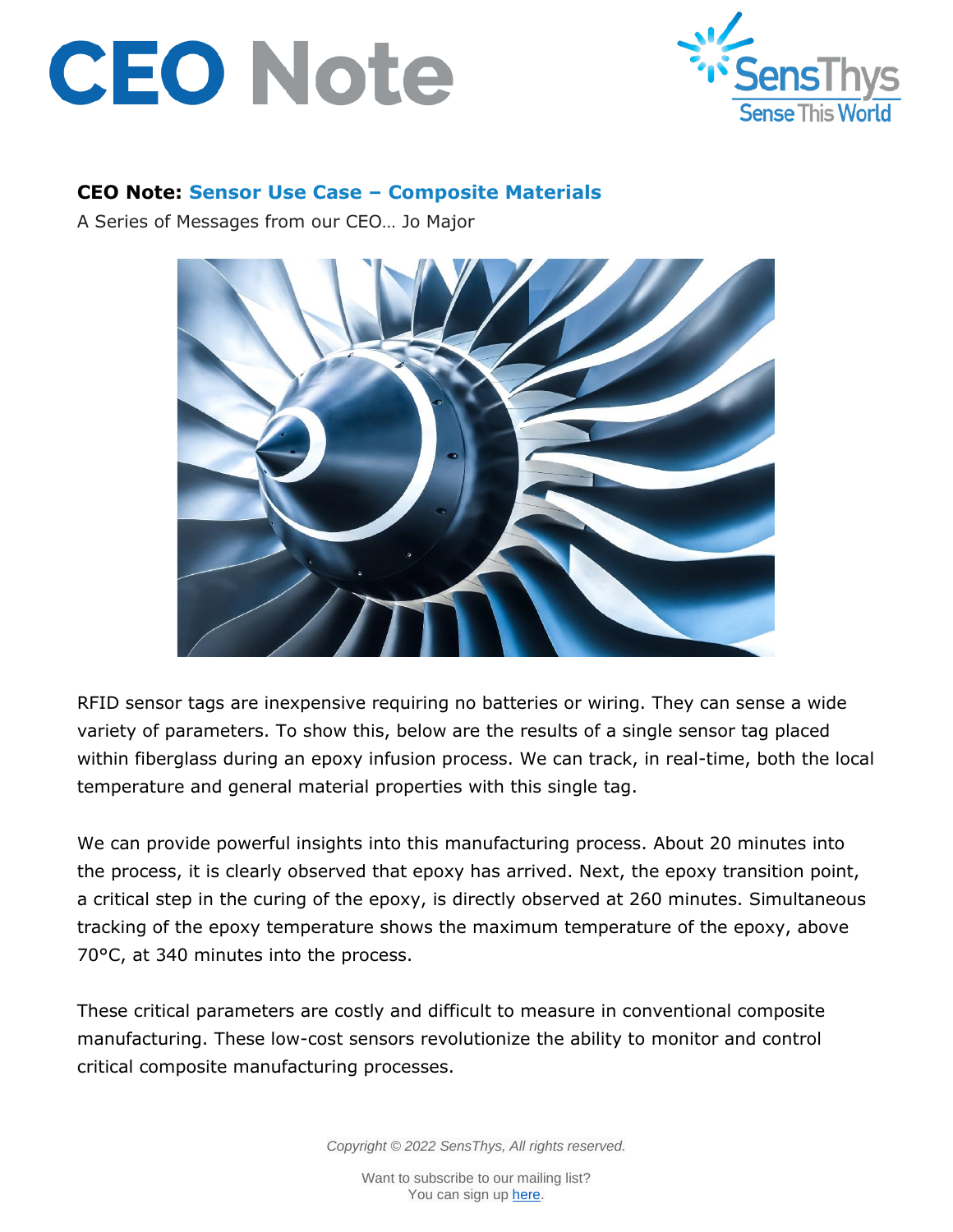# CEO Note

**CEO Note: Sensor Use Case – Composite Materials**

A Series of Messages from our CEO… Jo Major

RFID sensor tags are inexpensive requiring no batteries or wiring. They can sense a wide variety of parameters. To show this, below are the results of a single sensor tag placed within fiberglass during an epoxy infusion process. We can track, in real-time, both the local temperature and general material properties with this single tag.

We can provide powerful insights into this manufacturing process. About 20 minutes into the process, it is clearly observed that epoxy has arrived. Next, the epoxy transition point, a critical step in the curing of the epoxy, is directly observed at 260 minutes. Simultaneous tracking of the epoxy temperature shows the maximum temperature of the epoxy, above 70°C, at 340 minutes into the process.

These critical parameters are costly and difficult to measure in conventional composite manufacturing. These low-cost sensors revolutionize the ability to monitor and control critical composite manufacturing processes.

*Copyright © 2022 SensThys, All rights reserved.*

Want to subscribe to our mailing list?
You can sign up here.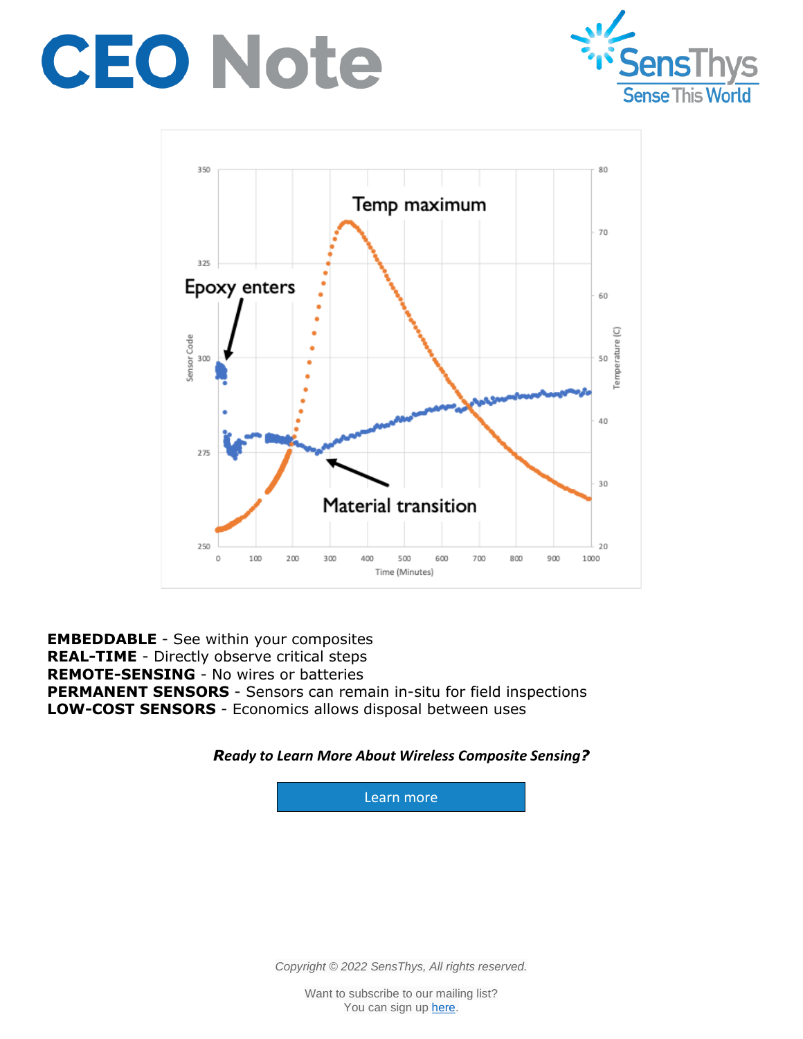# CEO Note

SensThys
Sense This World

Temp maximum
Epoxy enters
Material transition
Sensor Code
Temperature (C)
Time (Minutes)
350
325
300
275
250
80
70
60
50
40
30
20
0
100
200
300
400
500
600
700
800
900
1000

**EMBEDDABLE** - See within your composites
**REAL-TIME** - Directly observe critical steps
**REMOTE-SENSING** - No wires or batteries
**PERMANENT SENSORS** - Sensors can remain in-situ for field inspections
**LOW-COST SENSORS** - Economics allows disposal between uses

***Ready to Learn More About Wireless Composite Sensing?***

Learn more

*Copyright © 2022 SensThys, All rights reserved.*

Want to subscribe to our mailing list?
You can sign up here.